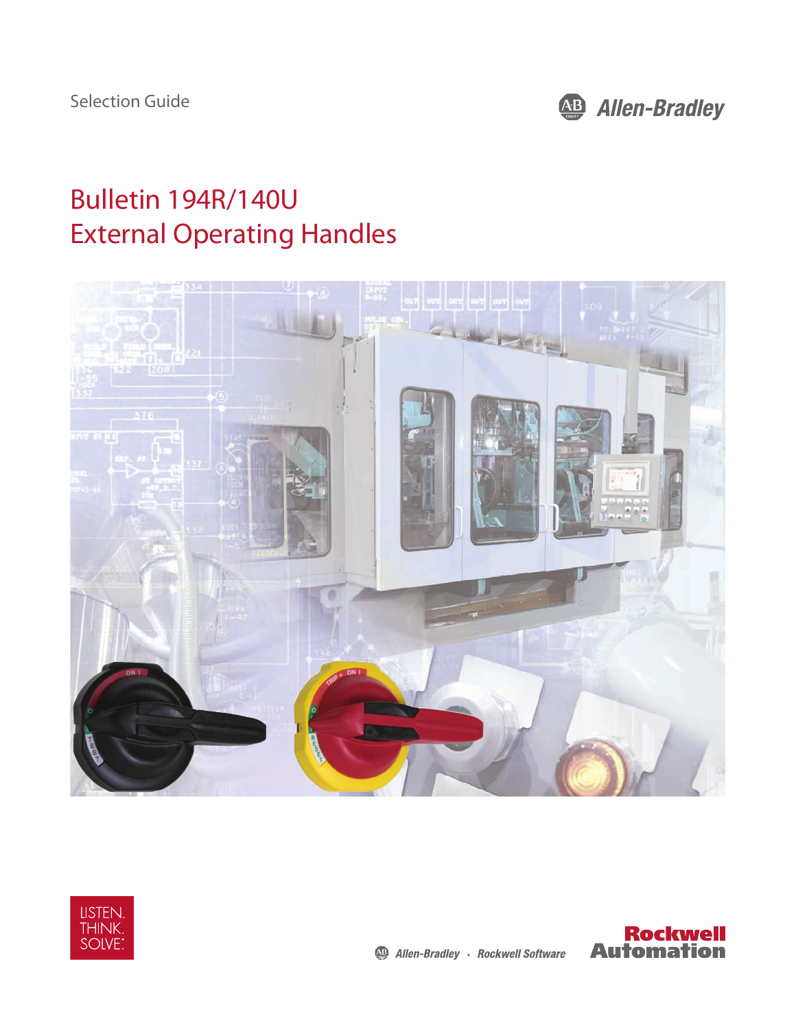Selection Guide

Allen-Bradley

# Bulletin 194R/140U External Operating Handles

LISTEN. THINK. SOLVE.

Allen-Bradley · Rockwell Software

Rockwell Automation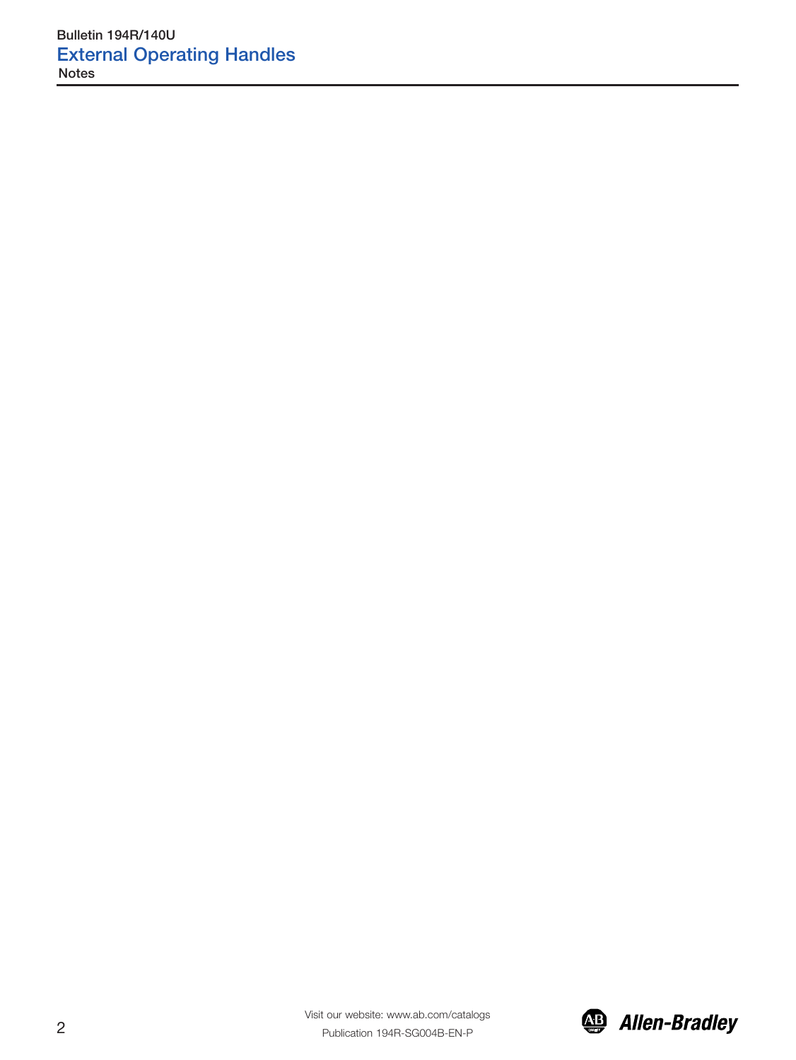## Notes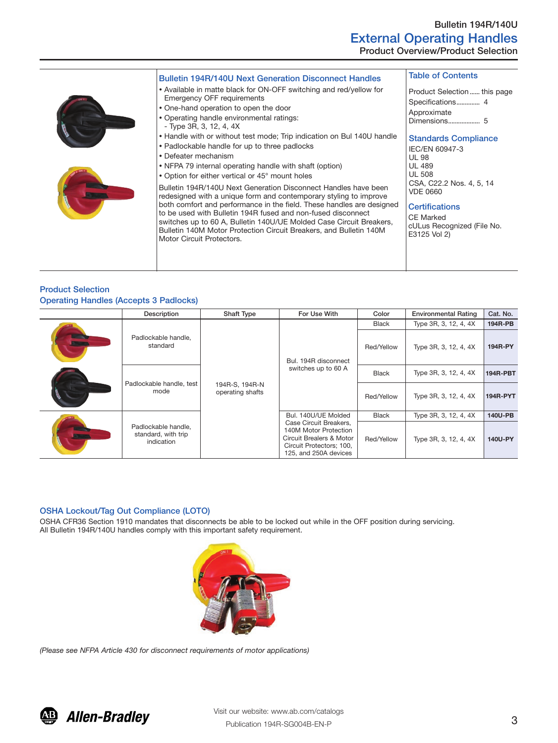# External Operating Handles

## Product Overview/Product Selection

### Bulletin 194R/140U Next Generation Disconnect Handles

- Available in matte black for ON-OFF switching and red/yellow for Emergency OFF requirements
- One-hand operation to open the door
- Operating handle environmental ratings:
  - Type 3R, 3, 12, 4, 4X
- Handle with or without test mode; Trip indication on Bul 140U handle
- Padlockable handle for up to three padlocks
- Defeater mechanism
- NFPA 79 internal operating handle with shaft (option)
- Option for either vertical or 45° mount holes

Bulletin 194R/140U Next Generation Disconnect Handles have been redesigned with a unique form and contemporary styling to improve both comfort and performance in the field. These handles are designed to be used with Bulletin 194R fused and non-fused disconnect switches up to 60 A, Bulletin 140U/UE Molded Case Circuit Breakers, Bulletin 140M Motor Protection Circuit Breakers, and Bulletin 140M Motor Circuit Protectors.

### Table of Contents

Product Selection ...... this page
Specifications............. 4
Approximate Dimensions.................. 5

### Standards Compliance

IEC/EN 60947-3
UL 98
UL 489
UL 508
CSA, C22.2 Nos. 4, 5, 14
VDE 0660

### Certifications

CE Marked
cULus Recognized (File No. E3125 Vol 2)

## Product Selection

### Operating Handles (Accepts 3 Padlocks)

| Description | Shaft Type | For Use With | Color | Environmental Rating | Cat. No. |
|---|---|---|---|---|---|
| Padlockable handle, standard | 194R-S, 194R-N operating shafts | Bul. 194R disconnect switches up to 60 A | Black | Type 3R, 3, 12, 4, 4X | **194R-PB** |
| | | | Red/Yellow | Type 3R, 3, 12, 4, 4X | **194R-PY** |
| Padlockable handle, test mode | | | Black | Type 3R, 3, 12, 4, 4X | **194R-PBT** |
| | | | Red/Yellow | Type 3R, 3, 12, 4, 4X | **194R-PYT** |
| Padlockable handle, standard, with trip indication | | Bul. 140U/UE Molded Case Circuit Breakers, 140M Motor Protection Circuit Brealers & Motor Circuit Protectors; 100, 125, and 250A devices | Black | Type 3R, 3, 12, 4, 4X | **140U-PB** |
| | | | Red/Yellow | Type 3R, 3, 12, 4, 4X | **140U-PY** |

## OSHA Lockout/Tag Out Compliance (LOTO)

OSHA CFR36 Section 1910 mandates that disconnects be able to be locked out while in the OFF position during servicing. All Bulletin 194R/140U handles comply with this important safety requirement.

*(Please see NFPA Article 430 for disconnect requirements of motor applications)*

Visit our website: www.ab.com/catalogs

Publication 194R-SG004B-EN-P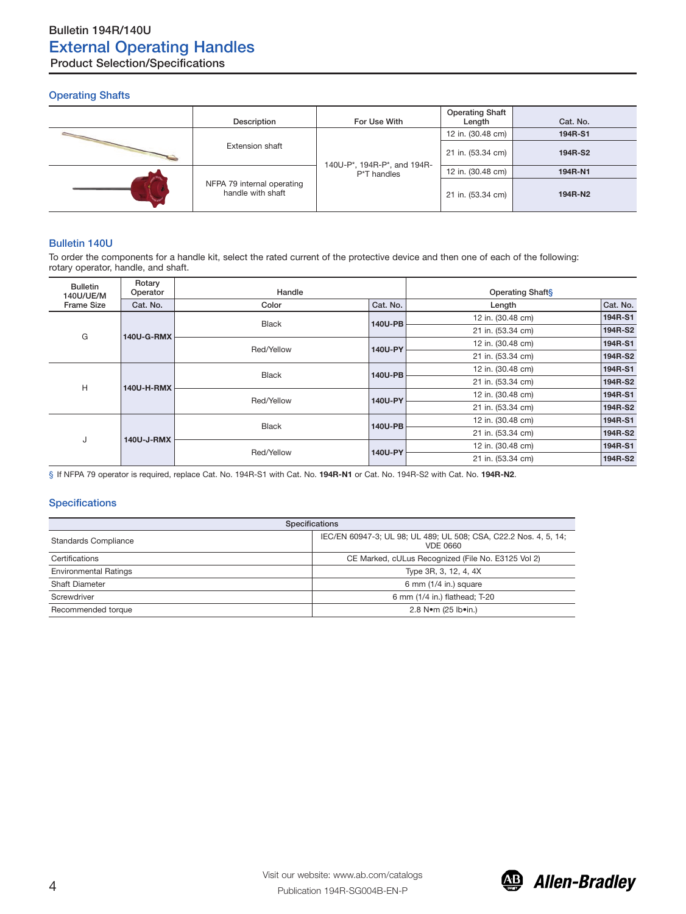# Bulletin 194R/140U
## External Operating Handles
### Product Selection/Specifications

## Operating Shafts

| | Description | For Use With | Operating Shaft Length | Cat. No. |
|---|---|---|---|---|
| | Extension shaft | 140U-P*, 194R-P*, and 194R-P*T handles | 12 in. (30.48 cm) | **194R-S1** |
| | | | 21 in. (53.34 cm) | **194R-S2** |
| | NFPA 79 internal operating handle with shaft | | 12 in. (30.48 cm) | **194R-N1** |
| | | | 21 in. (53.34 cm) | **194R-N2** |

## Bulletin 140U

To order the components for a handle kit, select the rated current of the protective device and then one of each of the following: rotary operator, handle, and shaft.

| Bulletin 140U/UE/M Frame Size | Rotary Operator | Handle | | Operating Shaft§ | |
|---|---|---|---|---|---|
| | Cat. No. | Color | Cat. No. | Length | Cat. No. |
| G | **140U-G-RMX** | Black | **140U-PB** | 12 in. (30.48 cm) | **194R-S1** |
| | | | | 21 in. (53.34 cm) | **194R-S2** |
| | | Red/Yellow | **140U-PY** | 12 in. (30.48 cm) | **194R-S1** |
| | | | | 21 in. (53.34 cm) | **194R-S2** |
| H | **140U-H-RMX** | Black | **140U-PB** | 12 in. (30.48 cm) | **194R-S1** |
| | | | | 21 in. (53.34 cm) | **194R-S2** |
| | | Red/Yellow | **140U-PY** | 12 in. (30.48 cm) | **194R-S1** |
| | | | | 21 in. (53.34 cm) | **194R-S2** |
| J | **140U-J-RMX** | Black | **140U-PB** | 12 in. (30.48 cm) | **194R-S1** |
| | | | | 21 in. (53.34 cm) | **194R-S2** |
| | | Red/Yellow | **140U-PY** | 12 in. (30.48 cm) | **194R-S1** |
| | | | | 21 in. (53.34 cm) | **194R-S2** |

§ If NFPA 79 operator is required, replace Cat. No. 194R-S1 with Cat. No. **194R-N1** or Cat. No. 194R-S2 with Cat. No. **194R-N2**.

## Specifications

| Specifications | |
|---|---|
| Standards Compliance | IEC/EN 60947-3; UL 98; UL 489; UL 508; CSA, C22.2 Nos. 4, 5, 14; VDE 0660 |
| Certifications | CE Marked, cULus Recognized (File No. E3125 Vol 2) |
| Environmental Ratings | Type 3R, 3, 12, 4, 4X |
| Shaft Diameter | 6 mm (1/4 in.) square |
| Screwdriver | 6 mm (1/4 in.) flathead; T-20 |
| Recommended torque | 2.8 N•m (25 lb•in.) |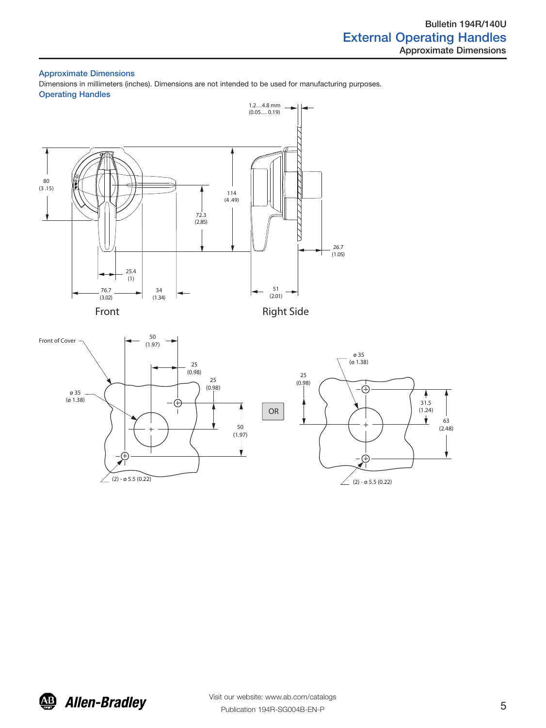## Approximate Dimensions

Dimensions in millimeters (inches). Dimensions are not intended to be used for manufacturing purposes.

### Operating Handles

1.2…4.8 mm (0.05… 0.19)

80 (3.15)

114 (4.49)

72.3 (2.85)

26.7 (1.05)

25.4 (1)

76.7 (3.02)

34 (1.34)

51 (2.01)

Front

Right Side

Front of Cover

50 (1.97)

25 (0.98)

25 (0.98)

ø 35 (ø 1.38)

50 (1.97)

(2) - ø 5.5 (0.22)

OR

ø 35 (ø 1.38)

25 (0.98)

31.5 (1.24)

63 (2.48)

(2) - ø 5.5 (0.22)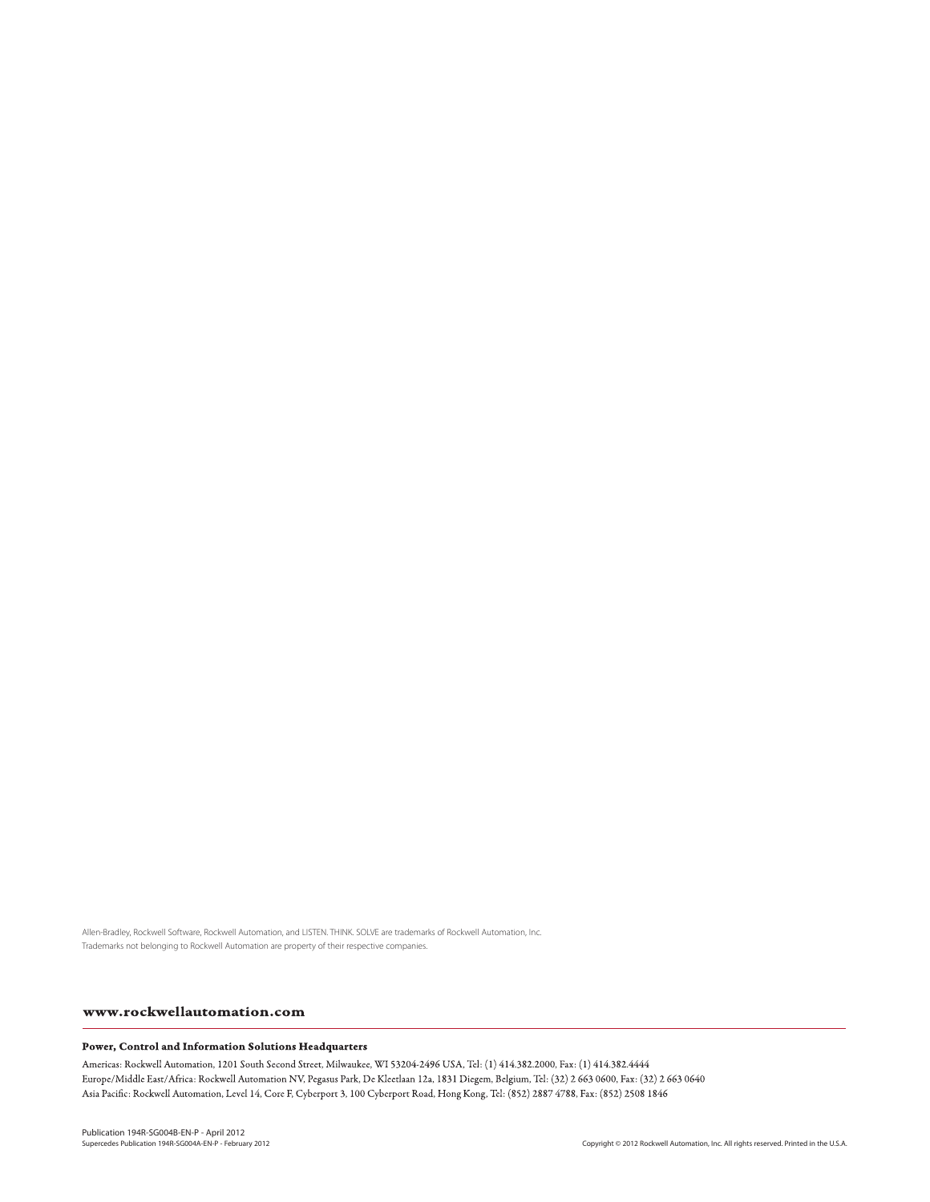Allen-Bradley, Rockwell Software, Rockwell Automation, and LISTEN. THINK. SOLVE are trademarks of Rockwell Automation, Inc.
Trademarks not belonging to Rockwell Automation are property of their respective companies.

**www.rockwellautomation.com**

**Power, Control and Information Solutions Headquarters**

Americas: Rockwell Automation, 1201 South Second Street, Milwaukee, WI 53204-2496 USA, Tel: (1) 414.382.2000, Fax: (1) 414.382.4444
Europe/Middle East/Africa: Rockwell Automation NV, Pegasus Park, De Kleetlaan 12a, 1831 Diegem, Belgium, Tel: (32) 2 663 0600, Fax: (32) 2 663 0640
Asia Pacific: Rockwell Automation, Level 14, Core F, Cyberport 3, 100 Cyberport Road, Hong Kong, Tel: (852) 2887 4788, Fax: (852) 2508 1846

Publication 194R-SG004B-EN-P - April 2012
Supercedes Publication 194R-SG004A-EN-P - February 2012

Copyright © 2012 Rockwell Automation, Inc. All rights reserved. Printed in the U.S.A.